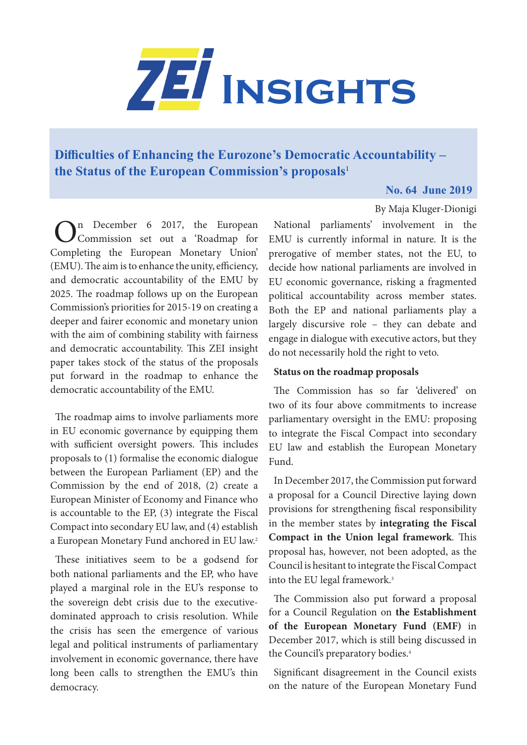# ZEI Insights

## Difficulties of Enhancing the Eurozone's Democratic Accountability – the Status of the European Commission's proposals[1]

**No. 64 June 2019**

By Maja Kluger-Dionigi

On December 6 2017, the European Commission set out a 'Roadmap for Completing the European Monetary Union' (EMU). The aim is to enhance the unity, efficiency, and democratic accountability of the EMU by 2025. The roadmap follows up on the European Commission's priorities for 2015-19 on creating a deeper and fairer economic and monetary union with the aim of combining stability with fairness and democratic accountability. This ZEI insight paper takes stock of the status of the proposals put forward in the roadmap to enhance the democratic accountability of the EMU.

The roadmap aims to involve parliaments more in EU economic governance by equipping them with sufficient oversight powers. This includes proposals to (1) formalise the economic dialogue between the European Parliament (EP) and the Commission by the end of 2018, (2) create a European Minister of Economy and Finance who is accountable to the EP, (3) integrate the Fiscal Compact into secondary EU law, and (4) establish a European Monetary Fund anchored in EU law.[2]

These initiatives seem to be a godsend for both national parliaments and the EP, who have played a marginal role in the EU's response to the sovereign debt crisis due to the executive-dominated approach to crisis resolution. While the crisis has seen the emergence of various legal and political instruments of parliamentary involvement in economic governance, there have long been calls to strengthen the EMU's thin democracy.

National parliaments' involvement in the EMU is currently informal in nature. It is the prerogative of member states, not the EU, to decide how national parliaments are involved in EU economic governance, risking a fragmented political accountability across member states. Both the EP and national parliaments play a largely discursive role – they can debate and engage in dialogue with executive actors, but they do not necessarily hold the right to veto.

**Status on the roadmap proposals**

The Commission has so far 'delivered' on two of its four above commitments to increase parliamentary oversight in the EMU: proposing to integrate the Fiscal Compact into secondary EU law and establish the European Monetary Fund.

In December 2017, the Commission put forward a proposal for a Council Directive laying down provisions for strengthening fiscal responsibility in the member states by **integrating the Fiscal Compact in the Union legal framework**. This proposal has, however, not been adopted, as the Council is hesitant to integrate the Fiscal Compact into the EU legal framework.[3]

The Commission also put forward a proposal for a Council Regulation on **the Establishment of the European Monetary Fund (EMF)** in December 2017, which is still being discussed in the Council's preparatory bodies.[4]

Significant disagreement in the Council exists on the nature of the European Monetary Fund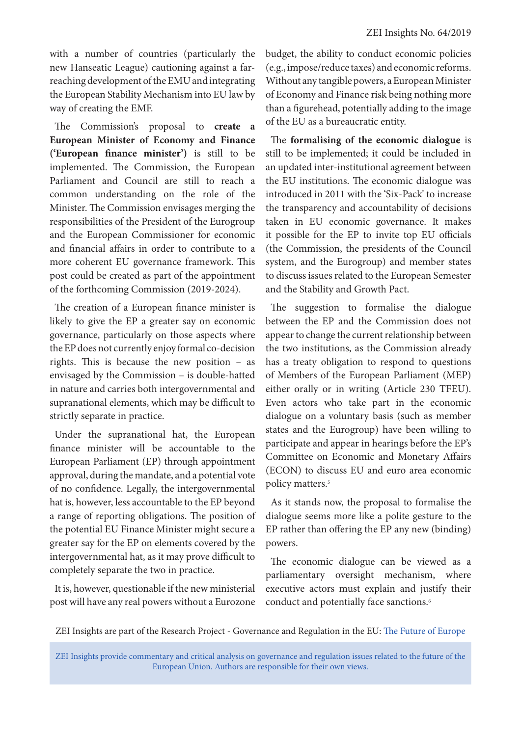with a number of countries (particularly the new Hanseatic League) cautioning against a far-reaching development of the EMU and integrating the European Stability Mechanism into EU law by way of creating the EMF.

The Commission's proposal to **create a European Minister of Economy and Finance ('European finance minister')** is still to be implemented. The Commission, the European Parliament and Council are still to reach a common understanding on the role of the Minister. The Commission envisages merging the responsibilities of the President of the Eurogroup and the European Commissioner for economic and financial affairs in order to contribute to a more coherent EU governance framework. This post could be created as part of the appointment of the forthcoming Commission (2019-2024).

The creation of a European finance minister is likely to give the EP a greater say on economic governance, particularly on those aspects where the EP does not currently enjoy formal co-decision rights. This is because the new position – as envisaged by the Commission – is double-hatted in nature and carries both intergovernmental and supranational elements, which may be difficult to strictly separate in practice.

Under the supranational hat, the European finance minister will be accountable to the European Parliament (EP) through appointment approval, during the mandate, and a potential vote of no confidence. Legally, the intergovernmental hat is, however, less accountable to the EP beyond a range of reporting obligations. The position of the potential EU Finance Minister might secure a greater say for the EP on elements covered by the intergovernmental hat, as it may prove difficult to completely separate the two in practice.

It is, however, questionable if the new ministerial post will have any real powers without a Eurozone budget, the ability to conduct economic policies (e.g., impose/reduce taxes) and economic reforms. Without any tangible powers, a European Minister of Economy and Finance risk being nothing more than a figurehead, potentially adding to the image of the EU as a bureaucratic entity.

The **formalising of the economic dialogue** is still to be implemented; it could be included in an updated inter-institutional agreement between the EU institutions. The economic dialogue was introduced in 2011 with the 'Six-Pack' to increase the transparency and accountability of decisions taken in EU economic governance. It makes it possible for the EP to invite top EU officials (the Commission, the presidents of the Council system, and the Eurogroup) and member states to discuss issues related to the European Semester and the Stability and Growth Pact.

The suggestion to formalise the dialogue between the EP and the Commission does not appear to change the current relationship between the two institutions, as the Commission already has a treaty obligation to respond to questions of Members of the European Parliament (MEP) either orally or in writing (Article 230 TFEU). Even actors who take part in the economic dialogue on a voluntary basis (such as member states and the Eurogroup) have been willing to participate and appear in hearings before the EP's Committee on Economic and Monetary Affairs (ECON) to discuss EU and euro area economic policy matters.[5]

As it stands now, the proposal to formalise the dialogue seems more like a polite gesture to the EP rather than offering the EP any new (binding) powers.

The economic dialogue can be viewed as a parliamentary oversight mechanism, where executive actors must explain and justify their conduct and potentially face sanctions.[6]

ZEI Insights are part of the Research Project - Governance and Regulation in the EU: The Future of Europe

ZEI Insights provide commentary and critical analysis on governance and regulation issues related to the future of the European Union. Authors are responsible for their own views.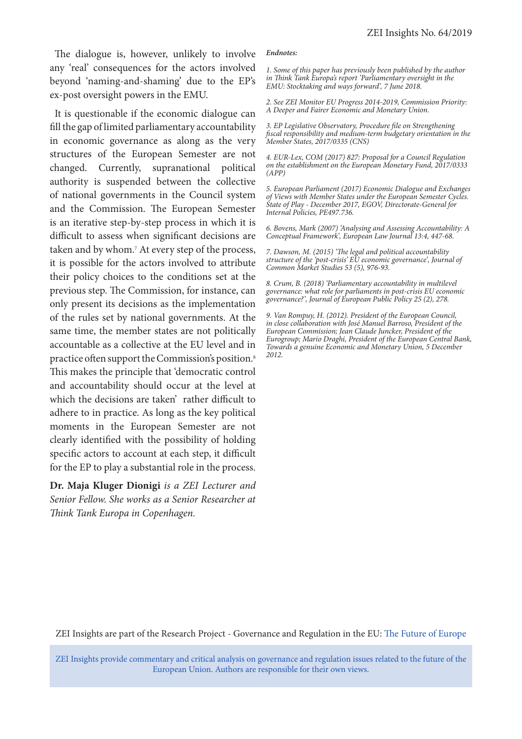The dialogue is, however, unlikely to involve any 'real' consequences for the actors involved beyond 'naming-and-shaming' due to the EP's ex-post oversight powers in the EMU.

It is questionable if the economic dialogue can fill the gap of limited parliamentary accountability in economic governance as along as the very structures of the European Semester are not changed. Currently, supranational political authority is suspended between the collective of national governments in the Council system and the Commission. The European Semester is an iterative step-by-step process in which it is difficult to assess when significant decisions are taken and by whom.[7] At every step of the process, it is possible for the actors involved to attribute their policy choices to the conditions set at the previous step. The Commission, for instance, can only present its decisions as the implementation of the rules set by national governments. At the same time, the member states are not politically accountable as a collective at the EU level and in practice often support the Commission's position.[8] This makes the principle that 'democratic control and accountability should occur at the level at which the decisions are taken' rather difficult to adhere to in practice. As long as the key political moments in the European Semester are not clearly identified with the possibility of holding specific actors to account at each step, it difficult for the EP to play a substantial role in the process.

**Dr. Maja Kluger Dionigi** *is a ZEI Lecturer and Senior Fellow. She works as a Senior Researcher at Think Tank Europa in Copenhagen.*

***Endnotes:***

*1. Some of this paper has previously been published by the author in Think Tank Europa's report 'Parliamentary oversight in the EMU: Stocktaking and ways forward', 7 June 2018.*

*2. See ZEI Monitor EU Progress 2014-2019, Commission Priority: A Deeper and Fairer Economic and Monetary Union.*

*3. EP Legislative Observatory, Procedure file on Strengthening fiscal responsibility and medium-term budgetary orientation in the Member States, 2017/0335 (CNS)*

*4. EUR-Lex, COM (2017) 827: Proposal for a Council Regulation on the establishment on the European Monetary Fund, 2017/0333 (APP)*

*5. European Parliament (2017) Economic Dialogue and Exchanges of Views with Member States under the European Semester Cycles. State of Play - December 2017, EGOV, Directorate-General for Internal Policies, PE497.736.*

*6. Bovens, Mark (2007) 'Analysing and Assessing Accountability: A Conceptual Framework', European Law Journal 13:4, 447-68.*

*7. Dawson, M. (2015) 'The legal and political accountability structure of the 'post-crisis' EU economic governance', Journal of Common Market Studies 53 (5), 976-93.*

*8. Crum, B. (2018) 'Parliamentary accountability in multilevel governance: what role for parliaments in post-crisis EU economic governance?', Journal of European Public Policy 25 (2), 278.*

*9. Van Rompuy, H. (2012). President of the European Council, in close collaboration with José Manuel Barroso, President of the European Commission; Jean Claude Juncker, President of the Eurogroup; Mario Draghi, President of the European Central Bank, Towards a genuine Economic and Monetary Union, 5 December 2012.*

ZEI Insights are part of the Research Project - Governance and Regulation in the EU: The Future of Europe

ZEI Insights provide commentary and critical analysis on governance and regulation issues related to the future of the European Union. Authors are responsible for their own views.